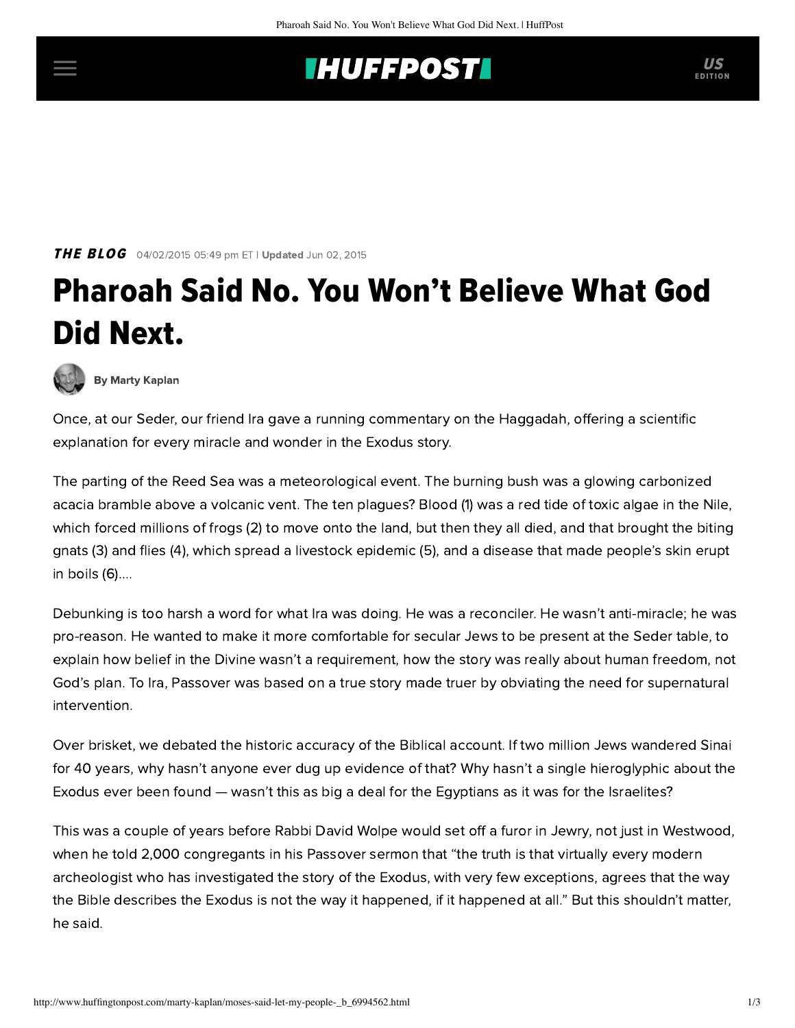THE BLOG 04/02/2015 05:49 pm ET | Updated Jun 02, 2015

# Pharoah Said No. You Won't Believe What God Did Next.

By Marty Kaplan

Once, at our Seder, our friend Ira gave a running commentary on the Haggadah, offering a scientific explanation for every miracle and wonder in the Exodus story.

The parting of the Reed Sea was a meteorological event. The burning bush was a glowing carbonized acacia bramble above a volcanic vent. The ten plagues? Blood (1) was a red tide of toxic algae in the Nile, which forced millions of frogs (2) to move onto the land, but then they all died, and that brought the biting gnats (3) and flies (4), which spread a livestock epidemic (5), and a disease that made people's skin erupt in boils (6)....

Debunking is too harsh a word for what Ira was doing. He was a reconciler. He wasn't anti-miracle; he was pro-reason. He wanted to make it more comfortable for secular Jews to be present at the Seder table, to explain how belief in the Divine wasn't a requirement, how the story was really about human freedom, not God's plan. To Ira, Passover was based on a true story made truer by obviating the need for supernatural intervention.

Over brisket, we debated the historic accuracy of the Biblical account. If two million Jews wandered Sinai for 40 years, why hasn't anyone ever dug up evidence of that? Why hasn't a single hieroglyphic about the Exodus ever been found — wasn't this as big a deal for the Egyptians as it was for the Israelites?

This was a couple of years before Rabbi David Wolpe would set off a furor in Jewry, not just in Westwood, when he told 2,000 congregants in his Passover sermon that "the truth is that virtually every modern archeologist who has investigated the story of the Exodus, with very few exceptions, agrees that the way the Bible describes the Exodus is not the way it happened, if it happened at all." But this shouldn't matter, he said.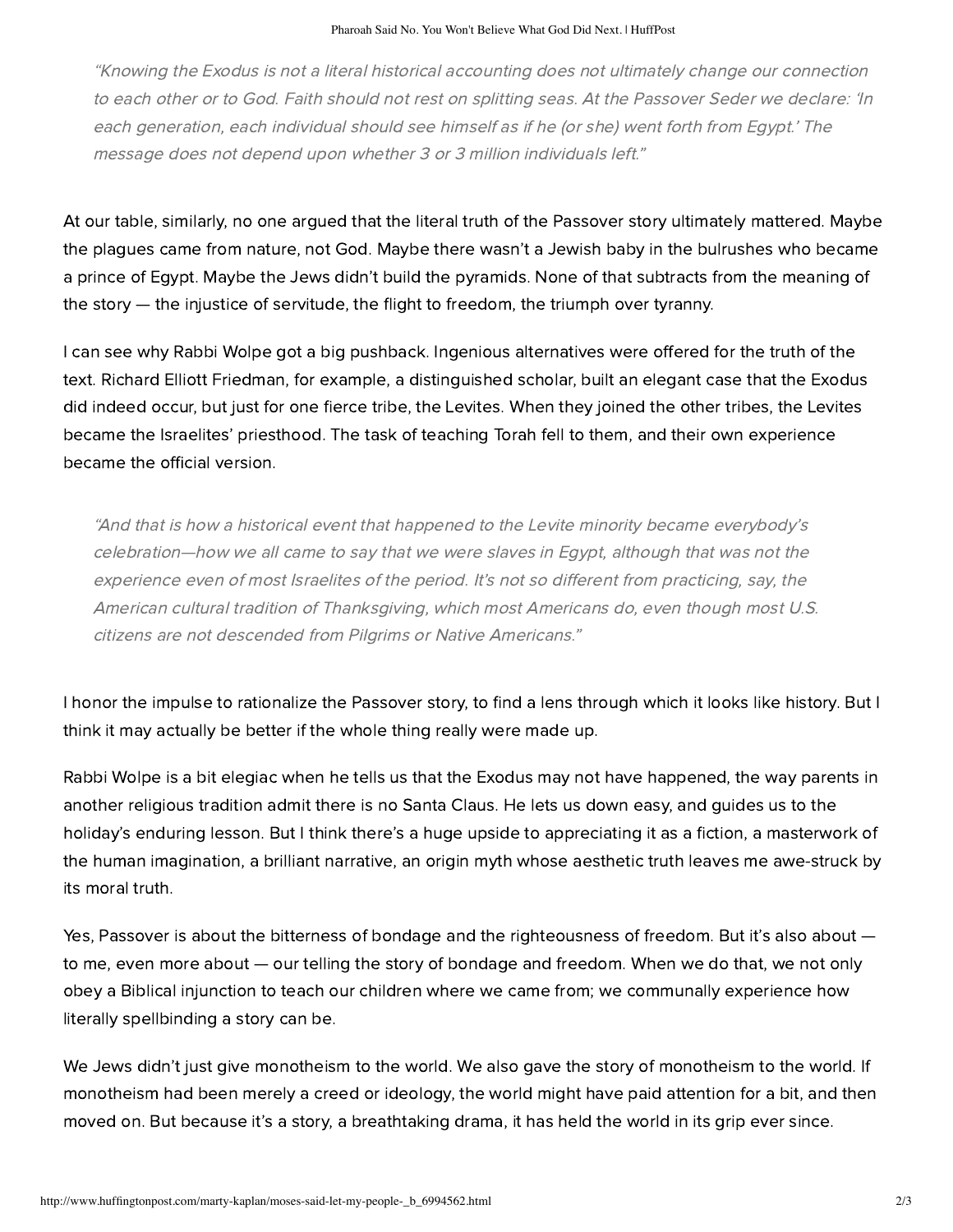> *"Knowing the Exodus is not a literal historical accounting does not ultimately change our connection to each other or to God. Faith should not rest on splitting seas. At the Passover Seder we declare: 'In each generation, each individual should see himself as if he (or she) went forth from Egypt.' The message does not depend upon whether 3 or 3 million individuals left."*

At our table, similarly, no one argued that the literal truth of the Passover story ultimately mattered. Maybe the plagues came from nature, not God. Maybe there wasn't a Jewish baby in the bulrushes who became a prince of Egypt. Maybe the Jews didn't build the pyramids. None of that subtracts from the meaning of the story — the injustice of servitude, the flight to freedom, the triumph over tyranny.

I can see why Rabbi Wolpe got a big pushback. Ingenious alternatives were offered for the truth of the text. Richard Elliott Friedman, for example, a distinguished scholar, built an elegant case that the Exodus did indeed occur, but just for one fierce tribe, the Levites. When they joined the other tribes, the Levites became the Israelites' priesthood. The task of teaching Torah fell to them, and their own experience became the official version.

> *"And that is how a historical event that happened to the Levite minority became everybody's celebration—how we all came to say that we were slaves in Egypt, although that was not the experience even of most Israelites of the period. It's not so different from practicing, say, the American cultural tradition of Thanksgiving, which most Americans do, even though most U.S. citizens are not descended from Pilgrims or Native Americans."*

I honor the impulse to rationalize the Passover story, to find a lens through which it looks like history. But I think it may actually be better if the whole thing really were made up.

Rabbi Wolpe is a bit elegiac when he tells us that the Exodus may not have happened, the way parents in another religious tradition admit there is no Santa Claus. He lets us down easy, and guides us to the holiday's enduring lesson. But I think there's a huge upside to appreciating it as a fiction, a masterwork of the human imagination, a brilliant narrative, an origin myth whose aesthetic truth leaves me awe-struck by its moral truth.

Yes, Passover is about the bitterness of bondage and the righteousness of freedom. But it's also about — to me, even more about — our telling the story of bondage and freedom. When we do that, we not only obey a Biblical injunction to teach our children where we came from; we communally experience how literally spellbinding a story can be.

We Jews didn't just give monotheism to the world. We also gave the story of monotheism to the world. If monotheism had been merely a creed or ideology, the world might have paid attention for a bit, and then moved on. But because it's a story, a breathtaking drama, it has held the world in its grip ever since.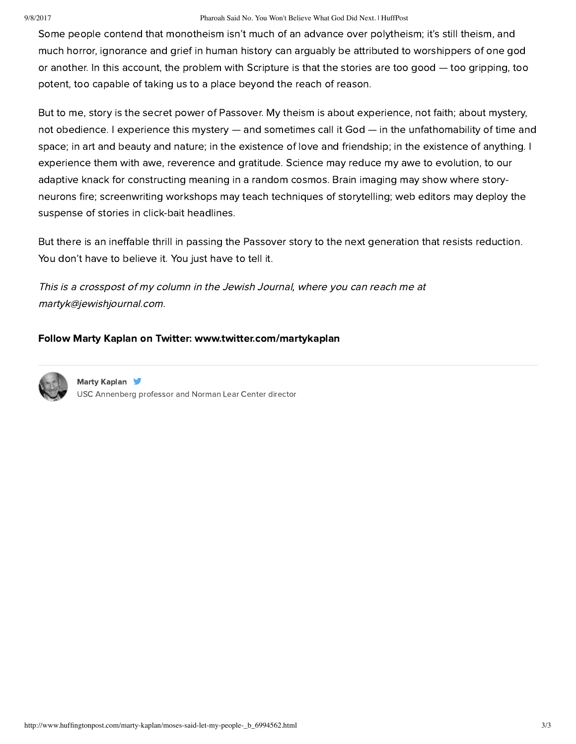Some people contend that monotheism isn't much of an advance over polytheism; it's still theism, and much horror, ignorance and grief in human history can arguably be attributed to worshippers of one god or another. In this account, the problem with Scripture is that the stories are too good — too gripping, too potent, too capable of taking us to a place beyond the reach of reason.

But to me, story is the secret power of Passover. My theism is about experience, not faith; about mystery, not obedience. I experience this mystery — and sometimes call it God — in the unfathomability of time and space; in art and beauty and nature; in the existence of love and friendship; in the existence of anything. I experience them with awe, reverence and gratitude. Science may reduce my awe to evolution, to our adaptive knack for constructing meaning in a random cosmos. Brain imaging may show where story-neurons fire; screenwriting workshops may teach techniques of storytelling; web editors may deploy the suspense of stories in click-bait headlines.

But there is an ineffable thrill in passing the Passover story to the next generation that resists reduction. You don't have to believe it. You just have to tell it.

*This is a crosspost of my column in the Jewish Journal, where you can reach me at martyk@jewishjournal.com.*

**Follow Marty Kaplan on Twitter: www.twitter.com/martykaplan**

---

**Marty Kaplan**
USC Annenberg professor and Norman Lear Center director